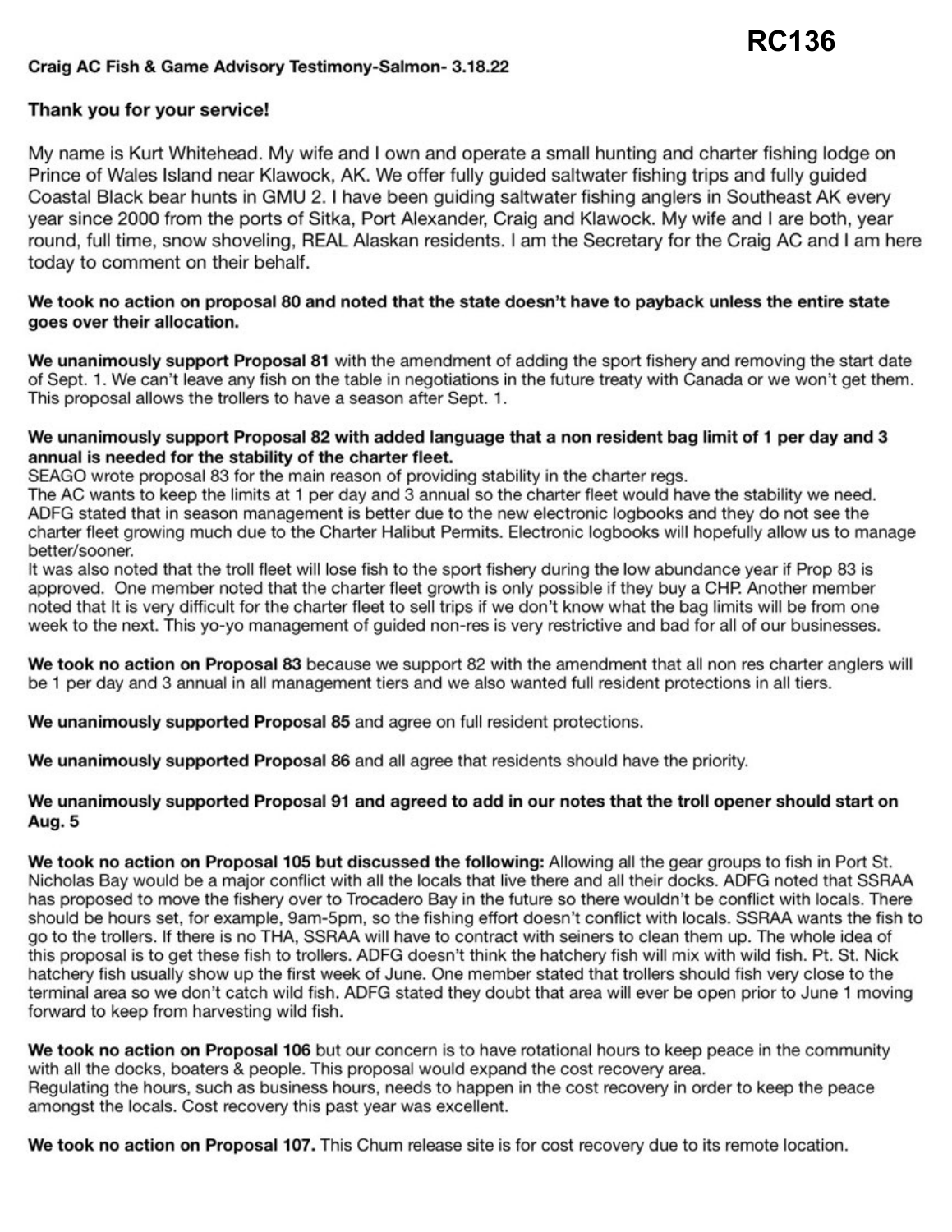RC136

**Craig AC Fish & Game Advisory Testimony-Salmon- 3.18.22**

## Thank you for your service!

My name is Kurt Whitehead. My wife and I own and operate a small hunting and charter fishing lodge on Prince of Wales Island near Klawock, AK. We offer fully guided saltwater fishing trips and fully guided Coastal Black bear hunts in GMU 2. I have been guiding saltwater fishing anglers in Southeast AK every year since 2000 from the ports of Sitka, Port Alexander, Craig and Klawock. My wife and I are both, year round, full time, snow shoveling, REAL Alaskan residents. I am the Secretary for the Craig AC and I am here today to comment on their behalf.

**We took no action on proposal 80 and noted that the state doesn't have to payback unless the entire state goes over their allocation.**

**We unanimously support Proposal 81** with the amendment of adding the sport fishery and removing the start date of Sept. 1. We can't leave any fish on the table in negotiations in the future treaty with Canada or we won't get them. This proposal allows the trollers to have a season after Sept. 1.

**We unanimously support Proposal 82 with added language that a non resident bag limit of 1 per day and 3 annual is needed for the stability of the charter fleet.**
SEAGO wrote proposal 83 for the main reason of providing stability in the charter regs.
The AC wants to keep the limits at 1 per day and 3 annual so the charter fleet would have the stability we need. ADFG stated that in season management is better due to the new electronic logbooks and they do not see the charter fleet growing much due to the Charter Halibut Permits. Electronic logbooks will hopefully allow us to manage better/sooner.
It was also noted that the troll fleet will lose fish to the sport fishery during the low abundance year if Prop 83 is approved. One member noted that the charter fleet growth is only possible if they buy a CHP. Another member noted that It is very difficult for the charter fleet to sell trips if we don't know what the bag limits will be from one week to the next. This yo-yo management of guided non-res is very restrictive and bad for all of our businesses.

**We took no action on Proposal 83** because we support 82 with the amendment that all non res charter anglers will be 1 per day and 3 annual in all management tiers and we also wanted full resident protections in all tiers.

**We unanimously supported Proposal 85** and agree on full resident protections.

**We unanimously supported Proposal 86** and all agree that residents should have the priority.

**We unanimously supported Proposal 91 and agreed to add in our notes that the troll opener should start on Aug. 5**

**We took no action on Proposal 105 but discussed the following:** Allowing all the gear groups to fish in Port St. Nicholas Bay would be a major conflict with all the locals that live there and all their docks. ADFG noted that SSRAA has proposed to move the fishery over to Trocadero Bay in the future so there wouldn't be conflict with locals. There should be hours set, for example, 9am-5pm, so the fishing effort doesn't conflict with locals. SSRAA wants the fish to go to the trollers. If there is no THA, SSRAA will have to contract with seiners to clean them up. The whole idea of this proposal is to get these fish to trollers. ADFG doesn't think the hatchery fish will mix with wild fish. Pt. St. Nick hatchery fish usually show up the first week of June. One member stated that trollers should fish very close to the terminal area so we don't catch wild fish. ADFG stated they doubt that area will ever be open prior to June 1 moving forward to keep from harvesting wild fish.

**We took no action on Proposal 106** but our concern is to have rotational hours to keep peace in the community with all the docks, boaters & people. This proposal would expand the cost recovery area.
Regulating the hours, such as business hours, needs to happen in the cost recovery in order to keep the peace amongst the locals. Cost recovery this past year was excellent.

**We took no action on Proposal 107.** This Chum release site is for cost recovery due to its remote location.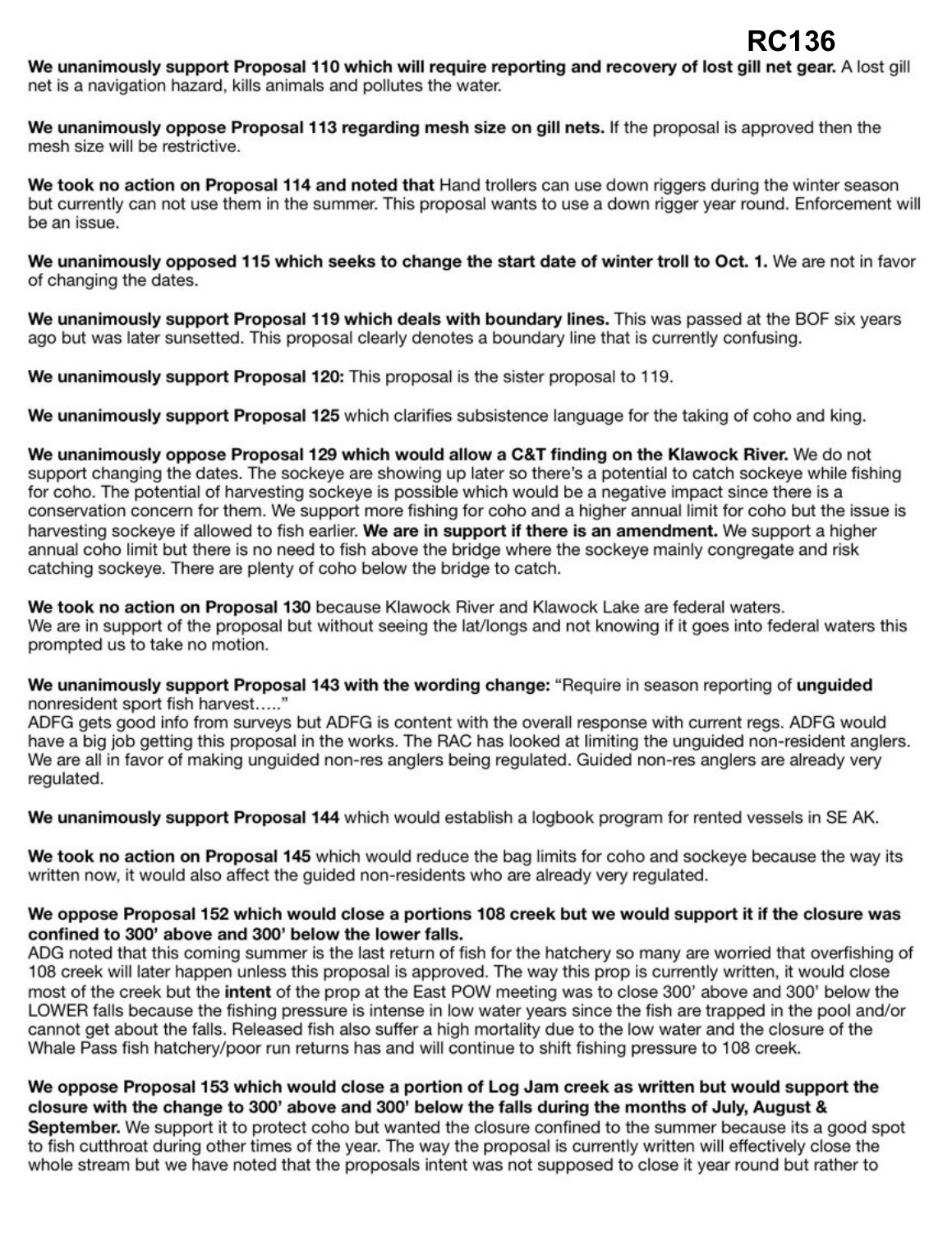**RC136**

**We unanimously support Proposal 110 which will require reporting and recovery of lost gill net gear.** A lost gill net is a navigation hazard, kills animals and pollutes the water.

**We unanimously oppose Proposal 113 regarding mesh size on gill nets.** If the proposal is approved then the mesh size will be restrictive.

**We took no action on Proposal 114 and noted that** Hand trollers can use down riggers during the winter season but currently can not use them in the summer. This proposal wants to use a down rigger year round. Enforcement will be an issue.

**We unanimously opposed 115 which seeks to change the start date of winter troll to Oct. 1.** We are not in favor of changing the dates.

**We unanimously support Proposal 119 which deals with boundary lines.** This was passed at the BOF six years ago but was later sunsetted. This proposal clearly denotes a boundary line that is currently confusing.

**We unanimously support Proposal 120:** This proposal is the sister proposal to 119.

**We unanimously support Proposal 125** which clarifies subsistence language for the taking of coho and king.

**We unanimously oppose Proposal 129 which would allow a C&T finding on the Klawock River.** We do not support changing the dates. The sockeye are showing up later so there's a potential to catch sockeye while fishing for coho. The potential of harvesting sockeye is possible which would be a negative impact since there is a conservation concern for them. We support more fishing for coho and a higher annual limit for coho but the issue is harvesting sockeye if allowed to fish earlier. **We are in support if there is an amendment.** We support a higher annual coho limit but there is no need to fish above the bridge where the sockeye mainly congregate and risk catching sockeye. There are plenty of coho below the bridge to catch.

**We took no action on Proposal 130** because Klawock River and Klawock Lake are federal waters.
We are in support of the proposal but without seeing the lat/longs and not knowing if it goes into federal waters this prompted us to take no motion.

**We unanimously support Proposal 143 with the wording change:** "Require in season reporting of **unguided** nonresident sport fish harvest….."
ADFG gets good info from surveys but ADFG is content with the overall response with current regs. ADFG would have a big job getting this proposal in the works. The RAC has looked at limiting the unguided non-resident anglers. We are all in favor of making unguided non-res anglers being regulated. Guided non-res anglers are already very regulated.

**We unanimously support Proposal 144** which would establish a logbook program for rented vessels in SE AK.

**We took no action on Proposal 145** which would reduce the bag limits for coho and sockeye because the way its written now, it would also affect the guided non-residents who are already very regulated.

**We oppose Proposal 152 which would close a portions 108 creek but we would support it if the closure was confined to 300' above and 300' below the lower falls.**
ADG noted that this coming summer is the last return of fish for the hatchery so many are worried that overfishing of 108 creek will later happen unless this proposal is approved. The way this prop is currently written, it would close most of the creek but the **intent** of the prop at the East POW meeting was to close 300' above and 300' below the LOWER falls because the fishing pressure is intense in low water years since the fish are trapped in the pool and/or cannot get about the falls. Released fish also suffer a high mortality due to the low water and the closure of the Whale Pass fish hatchery/poor run returns has and will continue to shift fishing pressure to 108 creek.

**We oppose Proposal 153 which would close a portion of Log Jam creek as written but would support the closure with the change to 300' above and 300' below the falls during the months of July, August & September.** We support it to protect coho but wanted the closure confined to the summer because its a good spot to fish cutthroat during other times of the year. The way the proposal is currently written will effectively close the whole stream but we have noted that the proposals intent was not supposed to close it year round but rather to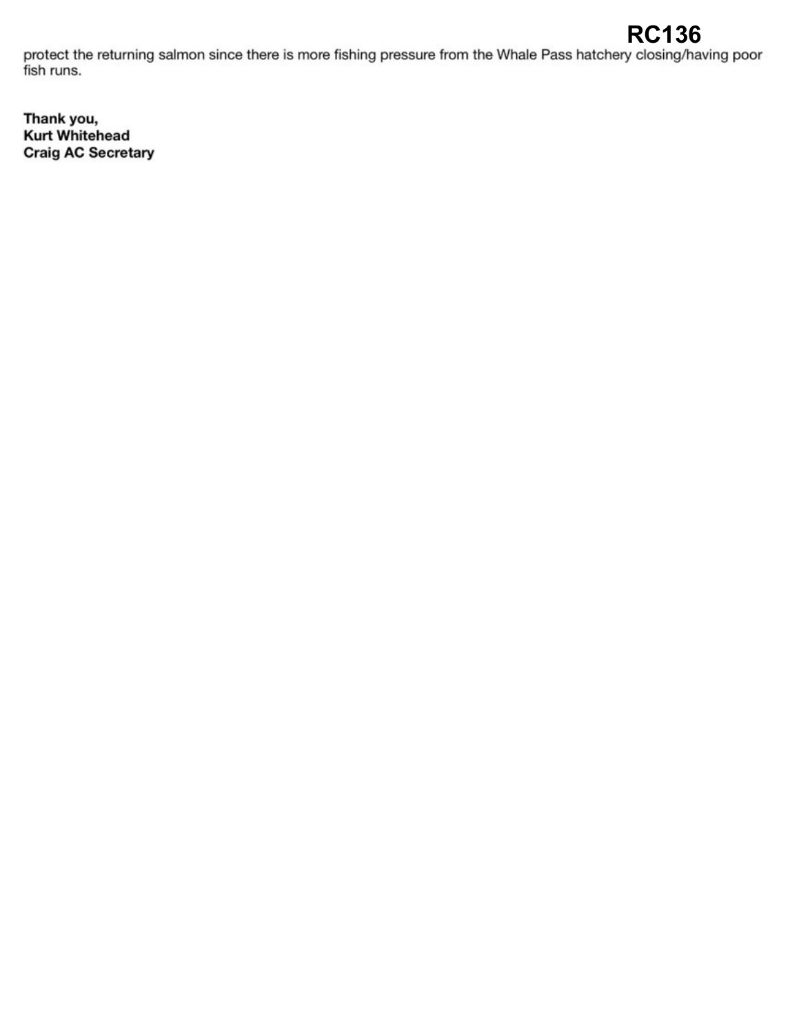protect the returning salmon since there is more fishing pressure from the Whale Pass hatchery closing/having poor fish runs.

**Thank you,**
**Kurt Whitehead**
**Craig AC Secretary**